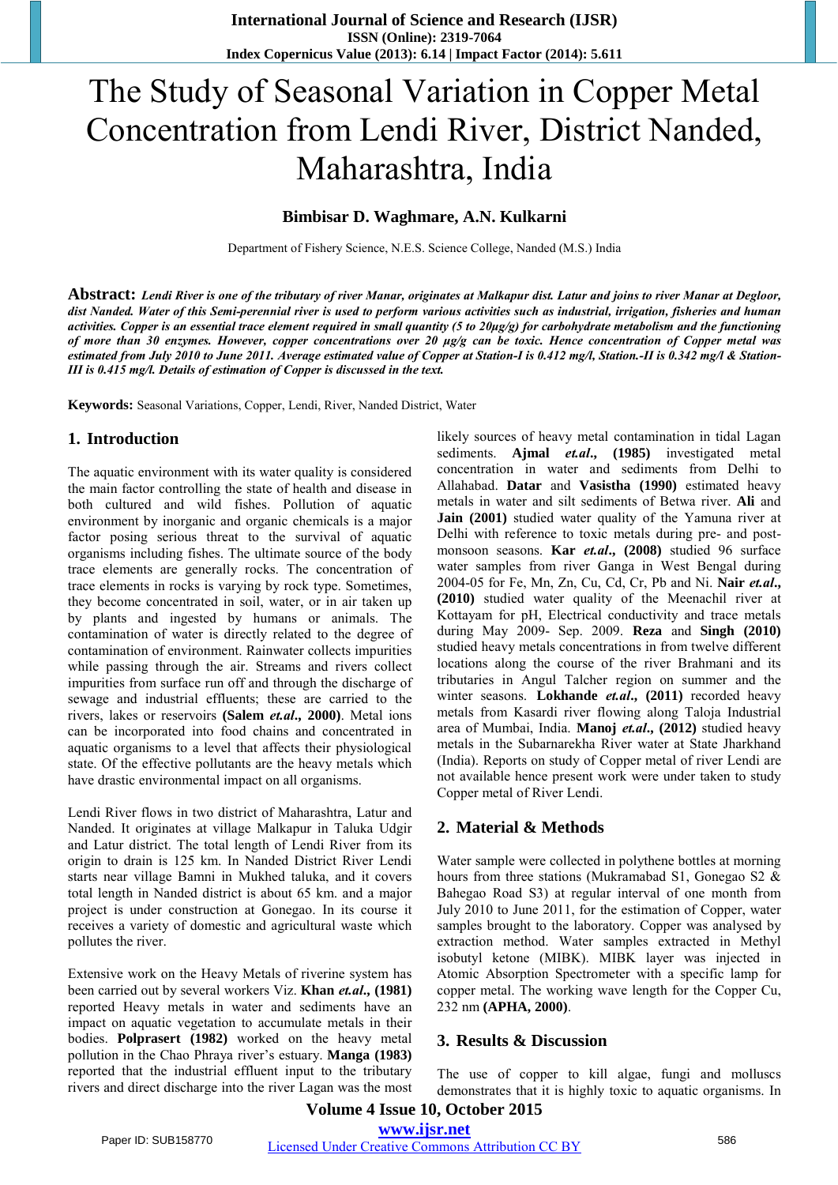# The Study of Seasonal Variation in Copper Metal Concentration from Lendi River, District Nanded, Maharashtra, India

**Bimbisar D. Waghmare, A.N. Kulkarni**

Department of Fishery Science, N.E.S. Science College, Nanded (M.S.) India

**Abstract:** *Lendi River is one of the tributary of river Manar, originates at Malkapur dist. Latur and joins to river Manar at Degloor, dist Nanded. Water of this Semi-perennial river is used to perform various activities such as industrial, irrigation, fisheries and human activities. Copper is an essential trace element required in small quantity (5 to 20µg/g) for carbohydrate metabolism and the functioning of more than 30 enzymes. However, copper concentrations over 20 µg/g can be toxic. Hence concentration of Copper metal was estimated from July 2010 to June 2011. Average estimated value of Copper at Station-I is 0.412 mg/l, Station.-II is 0.342 mg/l & Station-III is 0.415 mg/l. Details of estimation of Copper is discussed in the text.*

**Keywords:** Seasonal Variations, Copper, Lendi, River, Nanded District, Water

## 1. Introduction

The aquatic environment with its water quality is considered the main factor controlling the state of health and disease in both cultured and wild fishes. Pollution of aquatic environment by inorganic and organic chemicals is a major factor posing serious threat to the survival of aquatic organisms including fishes. The ultimate source of the body trace elements are generally rocks. The concentration of trace elements in rocks is varying by rock type. Sometimes, they become concentrated in soil, water, or in air taken up by plants and ingested by humans or animals. The contamination of water is directly related to the degree of contamination of environment. Rainwater collects impurities while passing through the air. Streams and rivers collect impurities from surface run off and through the discharge of sewage and industrial effluents; these are carried to the rivers, lakes or reservoirs **(Salem *et.al*., 2000)**. Metal ions can be incorporated into food chains and concentrated in aquatic organisms to a level that affects their physiological state. Of the effective pollutants are the heavy metals which have drastic environmental impact on all organisms.

Lendi River flows in two district of Maharashtra, Latur and Nanded. It originates at village Malkapur in Taluka Udgir and Latur district. The total length of Lendi River from its origin to drain is 125 km. In Nanded District River Lendi starts near village Bamni in Mukhed taluka, and it covers total length in Nanded district is about 65 km. and a major project is under construction at Gonegao. In its course it receives a variety of domestic and agricultural waste which pollutes the river.

Extensive work on the Heavy Metals of riverine system has been carried out by several workers Viz. **Khan *et.al*., (1981)** reported Heavy metals in water and sediments have an impact on aquatic vegetation to accumulate metals in their bodies. **Polprasert (1982)** worked on the heavy metal pollution in the Chao Phraya river's estuary. **Manga (1983)** reported that the industrial effluent input to the tributary rivers and direct discharge into the river Lagan was the most likely sources of heavy metal contamination in tidal Lagan sediments. **Ajmal *et.al*., (1985)** investigated metal concentration in water and sediments from Delhi to Allahabad. **Datar** and **Vasistha (1990)** estimated heavy metals in water and silt sediments of Betwa river. **Ali** and **Jain (2001)** studied water quality of the Yamuna river at Delhi with reference to toxic metals during pre- and post-monsoon seasons. **Kar *et.al*., (2008)** studied 96 surface water samples from river Ganga in West Bengal during 2004-05 for Fe, Mn, Zn, Cu, Cd, Cr, Pb and Ni. **Nair *et.al*., (2010)** studied water quality of the Meenachil river at Kottayam for pH, Electrical conductivity and trace metals during May 2009- Sep. 2009. **Reza** and **Singh (2010)** studied heavy metals concentrations in from twelve different locations along the course of the river Brahmani and its tributaries in Angul Talcher region on summer and the winter seasons. **Lokhande *et.al*., (2011)** recorded heavy metals from Kasardi river flowing along Taloja Industrial area of Mumbai, India. **Manoj *et.al*., (2012)** studied heavy metals in the Subarnarekha River water at State Jharkhand (India). Reports on study of Copper metal of river Lendi are not available hence present work were under taken to study Copper metal of River Lendi.

## 2. Material & Methods

Water sample were collected in polythene bottles at morning hours from three stations (Mukramabad S1, Gonegao S2 & Bahegao Road S3) at regular interval of one month from July 2010 to June 2011, for the estimation of Copper, water samples brought to the laboratory. Copper was analysed by extraction method. Water samples extracted in Methyl isobutyl ketone (MIBK). MIBK layer was injected in Atomic Absorption Spectrometer with a specific lamp for copper metal. The working wave length for the Copper Cu, 232 nm **(APHA, 2000)**.

## 3. Results & Discussion

The use of copper to kill algae, fungi and molluscs demonstrates that it is highly toxic to aquatic organisms. In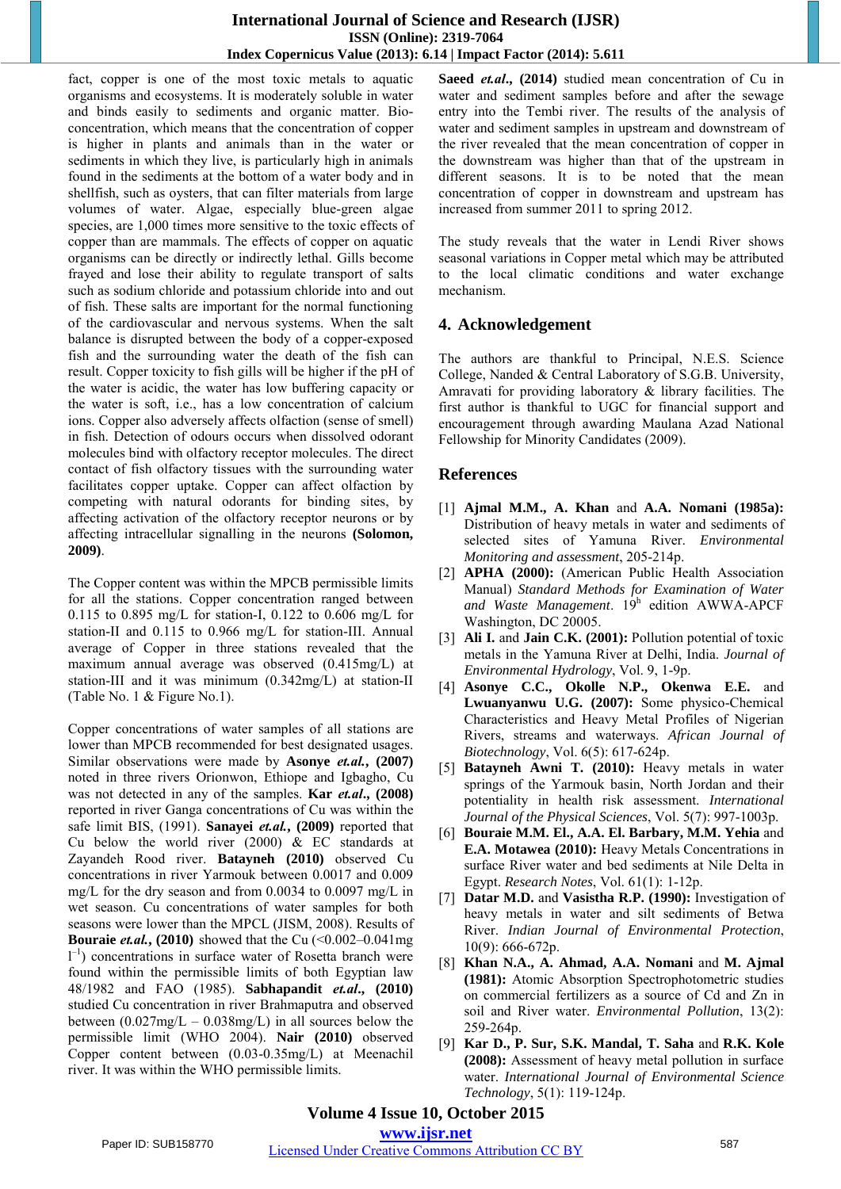fact, copper is one of the most toxic metals to aquatic organisms and ecosystems. It is moderately soluble in water and binds easily to sediments and organic matter. Bio-concentration, which means that the concentration of copper is higher in plants and animals than in the water or sediments in which they live, is particularly high in animals found in the sediments at the bottom of a water body and in shellfish, such as oysters, that can filter materials from large volumes of water. Algae, especially blue-green algae species, are 1,000 times more sensitive to the toxic effects of copper than are mammals. The effects of copper on aquatic organisms can be directly or indirectly lethal. Gills become frayed and lose their ability to regulate transport of salts such as sodium chloride and potassium chloride into and out of fish. These salts are important for the normal functioning of the cardiovascular and nervous systems. When the salt balance is disrupted between the body of a copper-exposed fish and the surrounding water the death of the fish can result. Copper toxicity to fish gills will be higher if the pH of the water is acidic, the water has low buffering capacity or the water is soft, i.e., has a low concentration of calcium ions. Copper also adversely affects olfaction (sense of smell) in fish. Detection of odours occurs when dissolved odorant molecules bind with olfactory receptor molecules. The direct contact of fish olfactory tissues with the surrounding water facilitates copper uptake. Copper can affect olfaction by competing with natural odorants for binding sites, by affecting activation of the olfactory receptor neurons or by affecting intracellular signalling in the neurons **(Solomon, 2009)**.

The Copper content was within the MPCB permissible limits for all the stations. Copper concentration ranged between 0.115 to 0.895 mg/L for station-I, 0.122 to 0.606 mg/L for station-II and 0.115 to 0.966 mg/L for station-III. Annual average of Copper in three stations revealed that the maximum annual average was observed (0.415mg/L) at station-III and it was minimum (0.342mg/L) at station-II (Table No. 1 & Figure No.1).

Copper concentrations of water samples of all stations are lower than MPCB recommended for best designated usages. Similar observations were made by **Asonye *et.al.*, (2007)** noted in three rivers Orionwon, Ethiope and Igbagho, Cu was not detected in any of the samples. **Kar *et.al.*, (2008)** reported in river Ganga concentrations of Cu was within the safe limit BIS, (1991). **Sanayei *et.al.*, (2009)** reported that Cu below the world river (2000) & EC standards at Zayandeh Rood river. **Batayneh (2010)** observed Cu concentrations in river Yarmouk between 0.0017 and 0.009 mg/L for the dry season and from 0.0034 to 0.0097 mg/L in wet season. Cu concentrations of water samples for both seasons were lower than the MPCL (JISM, 2008). Results of **Bouraie *et.al.*, (2010)** showed that the Cu (<0.002–0.041mg $l^{-1}$) concentrations in surface water of Rosetta branch were found within the permissible limits of both Egyptian law 48/1982 and FAO (1985). **Sabhapandit *et.al.*, (2010)** studied Cu concentration in river Brahmaputra and observed between (0.027mg/L – 0.038mg/L) in all sources below the permissible limit (WHO 2004). **Nair (2010)** observed Copper content between (0.03-0.35mg/L) at Meenachil river. It was within the WHO permissible limits.

**Saeed *et.al.*, (2014)** studied mean concentration of Cu in water and sediment samples before and after the sewage entry into the Tembi river. The results of the analysis of water and sediment samples in upstream and downstream of the river revealed that the mean concentration of copper in the downstream was higher than that of the upstream in different seasons. It is to be noted that the mean concentration of copper in downstream and upstream has increased from summer 2011 to spring 2012.

The study reveals that the water in Lendi River shows seasonal variations in Copper metal which may be attributed to the local climatic conditions and water exchange mechanism.

## 4. Acknowledgement

The authors are thankful to Principal, N.E.S. Science College, Nanded & Central Laboratory of S.G.B. University, Amravati for providing laboratory & library facilities. The first author is thankful to UGC for financial support and encouragement through awarding Maulana Azad National Fellowship for Minority Candidates (2009).

## References

[1] **Ajmal M.M., A. Khan** and **A.A. Nomani (1985a):** Distribution of heavy metals in water and sediments of selected sites of Yamuna River. *Environmental Monitoring and assessment*, 205-214p.

[2] **APHA (2000):** (American Public Health Association Manual) *Standard Methods for Examination of Water and Waste Management*. 19th edition AWWA-APCF Washington, DC 20005.

[3] **Ali I.** and **Jain C.K. (2001):** Pollution potential of toxic metals in the Yamuna River at Delhi, India. *Journal of Environmental Hydrology*, Vol. 9, 1-9p.

[4] **Asonye C.C., Okolle N.P., Okenwa E.E.** and **Lwuanyanwu U.G. (2007):** Some physico-Chemical Characteristics and Heavy Metal Profiles of Nigerian Rivers, streams and waterways. *African Journal of Biotechnology*, Vol. 6(5): 617-624p.

[5] **Batayneh Awni T. (2010):** Heavy metals in water springs of the Yarmouk basin, North Jordan and their potentiality in health risk assessment. *International Journal of the Physical Sciences*, Vol. 5(7): 997-1003p.

[6] **Bouraie M.M. El., A.A. El. Barbary, M.M. Yehia** and **E.A. Motawea (2010):** Heavy Metals Concentrations in surface River water and bed sediments at Nile Delta in Egypt. *Research Notes*, Vol. 61(1): 1-12p.

[7] **Datar M.D.** and **Vasistha R.P. (1990):** Investigation of heavy metals in water and silt sediments of Betwa River. *Indian Journal of Environmental Protection*, 10(9): 666-672p.

[8] **Khan N.A., A. Ahmad, A.A. Nomani** and **M. Ajmal (1981):** Atomic Absorption Spectrophotometric studies on commercial fertilizers as a source of Cd and Zn in soil and River water. *Environmental Pollution*, 13(2): 259-264p.

[9] **Kar D., P. Sur, S.K. Mandal, T. Saha** and **R.K. Kole (2008):** Assessment of heavy metal pollution in surface water. *International Journal of Environmental Science Technology*, 5(1): 119-124p.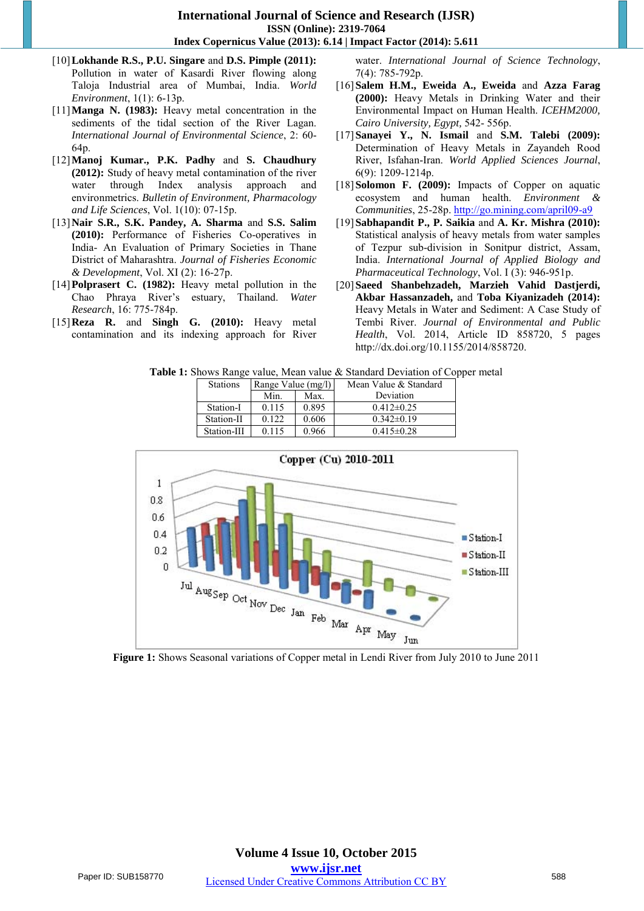[10] **Lokhande R.S., P.U. Singare** and **D.S. Pimple (2011):** Pollution in water of Kasardi River flowing along Taloja Industrial area of Mumbai, India. *World Environment*, 1(1): 6-13p.

[11] **Manga N. (1983):** Heavy metal concentration in the sediments of the tidal section of the River Lagan. *International Journal of Environmental Science*, 2: 60-64p.

[12] **Manoj Kumar., P.K. Padhy** and **S. Chaudhury (2012):** Study of heavy metal contamination of the river water through Index analysis approach and environmetrics. *Bulletin of Environment, Pharmacology and Life Sciences*, Vol. 1(10): 07-15p.

[13] **Nair S.R., S.K. Pandey, A. Sharma** and **S.S. Salim (2010):** Performance of Fisheries Co-operatives in India- An Evaluation of Primary Societies in Thane District of Maharashtra. *Journal of Fisheries Economic & Development*, Vol. XI (2): 16-27p.

[14] **Polprasert C. (1982):** Heavy metal pollution in the Chao Phraya River's estuary, Thailand. *Water Research*, 16: 775-784p.

[15] **Reza R.** and **Singh G. (2010):** Heavy metal contamination and its indexing approach for River water. *International Journal of Science Technology*, 7(4): 785-792p.

[16] **Salem H.M., Eweida A., Eweida** and **Azza Farag (2000):** Heavy Metals in Drinking Water and their Environmental Impact on Human Health. *ICEHM2000, Cairo University, Egypt,* 542- 556p.

[17] **Sanayei Y., N. Ismail** and **S.M. Talebi (2009):** Determination of Heavy Metals in Zayandeh Rood River, Isfahan-Iran. *World Applied Sciences Journal*, 6(9): 1209-1214p.

[18] **Solomon F. (2009):** Impacts of Copper on aquatic ecosystem and human health. *Environment & Communities*, 25-28p. http://go.mining.com/april09-a9

[19] **Sabhapandit P., P. Saikia** and **A. Kr. Mishra (2010):** Statistical analysis of heavy metals from water samples of Tezpur sub-division in Sonitpur district, Assam, India. *International Journal of Applied Biology and Pharmaceutical Technology*, Vol. I (3): 946-951p.

[20] **Saeed Shanbehzadeh, Marzieh Vahid Dastjerdi, Akbar Hassanzadeh,** and **Toba Kiyanizadeh (2014):** Heavy Metals in Water and Sediment: A Case Study of Tembi River. *Journal of Environmental and Public Health*, Vol. 2014, Article ID 858720, 5 pages http://dx.doi.org/10.1155/2014/858720.

**Table 1:** Shows Range value, Mean value & Standard Deviation of Copper metal

| Stations | Range Value (mg/l) | | Mean Value & Standard Deviation |
|---|---|---|---|
| | Min. | Max. | |
| Station-I | 0.115 | 0.895 | 0.412±0.25 |
| Station-II | 0.122 | 0.606 | 0.342±0.19 |
| Station-III | 0.115 | 0.966 | 0.415±0.28 |

Copper (Cu) 2010-2011

1
0.8
0.6
0.4
0.2
0

Jul Aug Sep Oct Nov Dec Jan Feb Mar Apr May Jun

Station-I
Station-II
Station-III

**Figure 1:** Shows Seasonal variations of Copper metal in Lendi River from July 2010 to June 2011